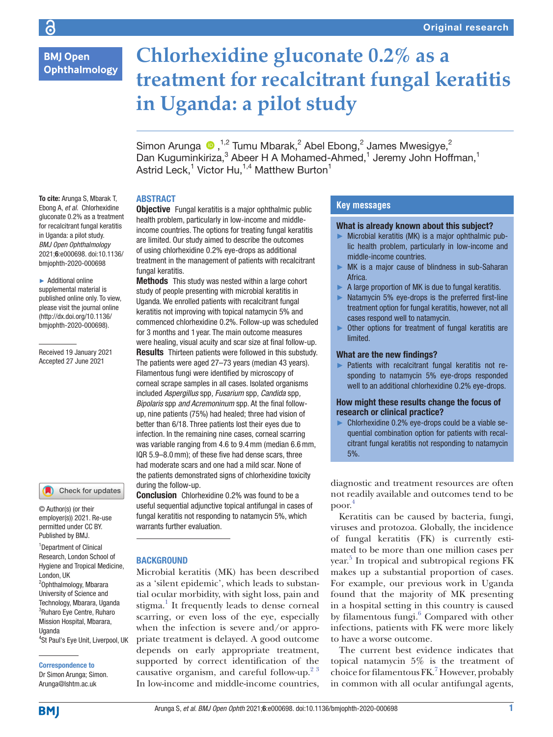Original research

# Chlorhexidine gluconate 0.2% as a treatment for recalcitrant fungal keratitis in Uganda: a pilot study

Simon Arunga ,[1,2] Tumu Mbarak,[2] Abel Ebong,[2] James Mwesigye,[2] Dan Kuguminkiriza,[3] Abeer H A Mohamed-Ahmed,[1] Jeremy John Hoffman,[1] Astrid Leck,[1] Victor Hu,[1,4] Matthew Burton[1]

**To cite:** Arunga S, Mbarak T, Ebong A, *et al*. Chlorhexidine gluconate 0.2% as a treatment for recalcitrant fungal keratitis in Uganda: a pilot study. *BMJ Open Ophthalmology* 2021;**6**:e000698. doi:10.1136/bmjophth-2020-000698

► Additional online supplemental material is published online only. To view, please visit the journal online (http://dx.doi.org/10.1136/bmjophth-2020-000698).

Received 19 January 2021
Accepted 27 June 2021

© Author(s) (or their employer(s)) 2021. Re-use permitted under CC BY. Published by BMJ.

[1]Department of Clinical Research, London School of Hygiene and Tropical Medicine, London, UK
[2]Ophthalmology, Mbarara University of Science and Technology, Mbarara, Uganda
[3]Ruharo Eye Centre, Ruharo Mission Hospital, Mbarara, Uganda
[4]St Paul's Eye Unit, Liverpool, UK

**Correspondence to**
Dr Simon Arunga; Simon.Arunga@lshtm.ac.uk

## ABSTRACT

**Objective** Fungal keratitis is a major ophthalmic public health problem, particularly in low-income and middle-income countries. The options for treating fungal keratitis are limited. Our study aimed to describe the outcomes of using chlorhexidine 0.2% eye-drops as additional treatment in the management of patients with recalcitrant fungal keratitis.

**Methods** This study was nested within a large cohort study of people presenting with microbial keratitis in Uganda. We enrolled patients with recalcitrant fungal keratitis not improving with topical natamycin 5% and commenced chlorhexidine 0.2%. Follow-up was scheduled for 3 months and 1 year. The main outcome measures were healing, visual acuity and scar size at final follow-up.

**Results** Thirteen patients were followed in this substudy. The patients were aged 27–73 years (median 43 years). Filamentous fungi were identified by microscopy of corneal scrape samples in all cases. Isolated organisms included *Aspergillus* spp*, Fusarium* spp*, Candida* spp*, Bipolaris* spp *and Acremoninum* spp. At the final follow-up, nine patients (75%) had healed; three had vision of better than 6/18. Three patients lost their eyes due to infection. In the remaining nine cases, corneal scarring was variable ranging from 4.6 to 9.4 mm (median 6.6 mm, IQR 5.9–8.0 mm); of these five had dense scars, three had moderate scars and one had a mild scar. None of the patients demonstrated signs of chlorhexidine toxicity during the follow-up.

**Conclusion** Chlorhexidine 0.2% was found to be a useful sequential adjunctive topical antifungal in cases of fungal keratitis not responding to natamycin 5%, which warrants further evaluation.

## Key messages

### What is already known about this subject?

- ► Microbial keratitis (MK) is a major ophthalmic public health problem, particularly in low-income and middle-income countries.
- ► MK is a major cause of blindness in sub-Saharan Africa.
- ► A large proportion of MK is due to fungal keratitis.
- ► Natamycin 5% eye-drops is the preferred first-line treatment option for fungal keratitis, however, not all cases respond well to natamycin.
- ► Other options for treatment of fungal keratitis are limited.

### What are the new findings?

- ► Patients with recalcitrant fungal keratitis not responding to natamycin 5% eye-drops responded well to an additional chlorhexidine 0.2% eye-drops.

### How might these results change the focus of research or clinical practice?

- ► Chlorhexidine 0.2% eye-drops could be a viable sequential combination option for patients with recalcitrant fungal keratitis not responding to natamycin 5%.

## BACKGROUND

Microbial keratitis (MK) has been described as a 'silent epidemic', which leads to substantial ocular morbidity, with sight loss, pain and stigma.[1] It frequently leads to dense corneal scarring, or even loss of the eye, especially when the infection is severe and/or appropriate treatment is delayed. A good outcome depends on early appropriate treatment, supported by correct identification of the causative organism, and careful follow-up.[2,3] In low-income and middle-income countries, diagnostic and treatment resources are often not readily available and outcomes tend to be poor.[4]

Keratitis can be caused by bacteria, fungi, viruses and protozoa. Globally, the incidence of fungal keratitis (FK) is currently estimated to be more than one million cases per year.[5] In tropical and subtropical regions FK makes up a substantial proportion of cases. For example, our previous work in Uganda found that the majority of MK presenting in a hospital setting in this country is caused by filamentous fungi.[6] Compared with other infections, patients with FK were more likely to have a worse outcome.

The current best evidence indicates that topical natamycin 5% is the treatment of choice for filamentous FK.[7] However, probably in common with all ocular antifungal agents,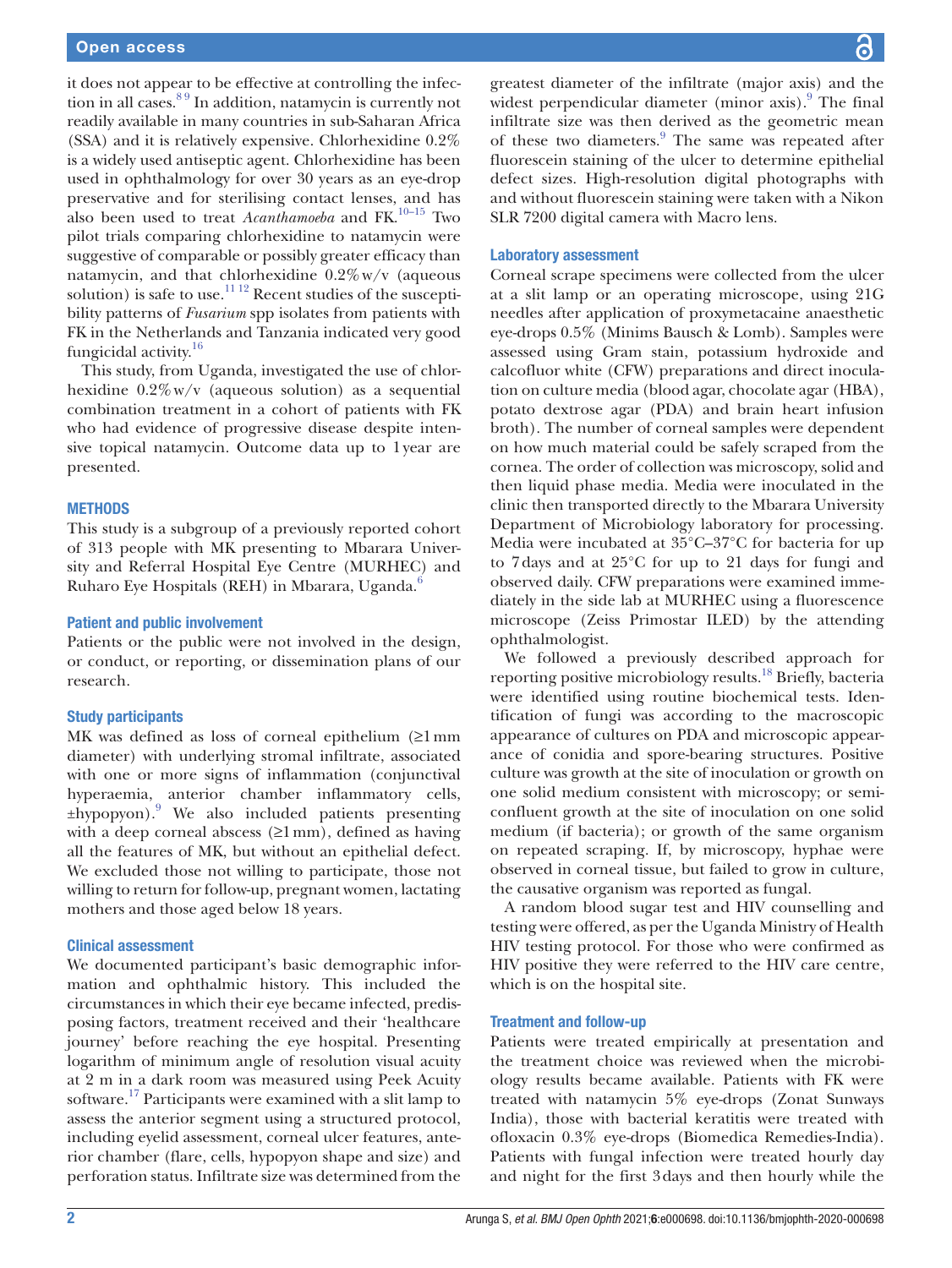it does not appear to be effective at controlling the infection in all cases.[8 9] In addition, natamycin is currently not readily available in many countries in sub-Saharan Africa (SSA) and it is relatively expensive. Chlorhexidine 0.2% is a widely used antiseptic agent. Chlorhexidine has been used in ophthalmology for over 30 years as an eye-drop preservative and for sterilising contact lenses, and has also been used to treat *Acanthamoeba* and FK.[10–15] Two pilot trials comparing chlorhexidine to natamycin were suggestive of comparable or possibly greater efficacy than natamycin, and that chlorhexidine 0.2% w/v (aqueous solution) is safe to use.[11 12] Recent studies of the susceptibility patterns of *Fusarium* spp isolates from patients with FK in the Netherlands and Tanzania indicated very good fungicidal activity.[16]

This study, from Uganda, investigated the use of chlorhexidine 0.2% w/v (aqueous solution) as a sequential combination treatment in a cohort of patients with FK who had evidence of progressive disease despite intensive topical natamycin. Outcome data up to 1 year are presented.

## METHODS

This study is a subgroup of a previously reported cohort of 313 people with MK presenting to Mbarara University and Referral Hospital Eye Centre (MURHEC) and Ruharo Eye Hospitals (REH) in Mbarara, Uganda.[6]

### Patient and public involvement

Patients or the public were not involved in the design, or conduct, or reporting, or dissemination plans of our research.

### Study participants

MK was defined as loss of corneal epithelium (≥1 mm diameter) with underlying stromal infiltrate, associated with one or more signs of inflammation (conjunctival hyperaemia, anterior chamber inflammatory cells, ±hypopyon).[9] We also included patients presenting with a deep corneal abscess (≥1 mm), defined as having all the features of MK, but without an epithelial defect. We excluded those not willing to participate, those not willing to return for follow-up, pregnant women, lactating mothers and those aged below 18 years.

### Clinical assessment

We documented participant's basic demographic information and ophthalmic history. This included the circumstances in which their eye became infected, predisposing factors, treatment received and their 'healthcare journey' before reaching the eye hospital. Presenting logarithm of minimum angle of resolution visual acuity at 2 m in a dark room was measured using Peek Acuity software.[17] Participants were examined with a slit lamp to assess the anterior segment using a structured protocol, including eyelid assessment, corneal ulcer features, anterior chamber (flare, cells, hypopyon shape and size) and perforation status. Infiltrate size was determined from the greatest diameter of the infiltrate (major axis) and the widest perpendicular diameter (minor axis).[9] The final infiltrate size was then derived as the geometric mean of these two diameters.[9] The same was repeated after fluorescein staining of the ulcer to determine epithelial defect sizes. High-resolution digital photographs with and without fluorescein staining were taken with a Nikon SLR 7200 digital camera with Macro lens.

### Laboratory assessment

Corneal scrape specimens were collected from the ulcer at a slit lamp or an operating microscope, using 21G needles after application of proxymetacaine anaesthetic eye-drops 0.5% (Minims Bausch & Lomb). Samples were assessed using Gram stain, potassium hydroxide and calcofluor white (CFW) preparations and direct inoculation on culture media (blood agar, chocolate agar (HBA), potato dextrose agar (PDA) and brain heart infusion broth). The number of corneal samples were dependent on how much material could be safely scraped from the cornea. The order of collection was microscopy, solid and then liquid phase media. Media were inoculated in the clinic then transported directly to the Mbarara University Department of Microbiology laboratory for processing. Media were incubated at 35°C–37°C for bacteria for up to 7 days and at 25°C for up to 21 days for fungi and observed daily. CFW preparations were examined immediately in the side lab at MURHEC using a fluorescence microscope (Zeiss Primostar ILED) by the attending ophthalmologist.

We followed a previously described approach for reporting positive microbiology results.[18] Briefly, bacteria were identified using routine biochemical tests. Identification of fungi was according to the macroscopic appearance of cultures on PDA and microscopic appearance of conidia and spore-bearing structures. Positive culture was growth at the site of inoculation or growth on one solid medium consistent with microscopy; or semi-confluent growth at the site of inoculation on one solid medium (if bacteria); or growth of the same organism on repeated scraping. If, by microscopy, hyphae were observed in corneal tissue, but failed to grow in culture, the causative organism was reported as fungal.

A random blood sugar test and HIV counselling and testing were offered, as per the Uganda Ministry of Health HIV testing protocol. For those who were confirmed as HIV positive they were referred to the HIV care centre, which is on the hospital site.

### Treatment and follow-up

Patients were treated empirically at presentation and the treatment choice was reviewed when the microbiology results became available. Patients with FK were treated with natamycin 5% eye-drops (Zonat Sunways India), those with bacterial keratitis were treated with ofloxacin 0.3% eye-drops (Biomedica Remedies-India). Patients with fungal infection were treated hourly day and night for the first 3 days and then hourly while the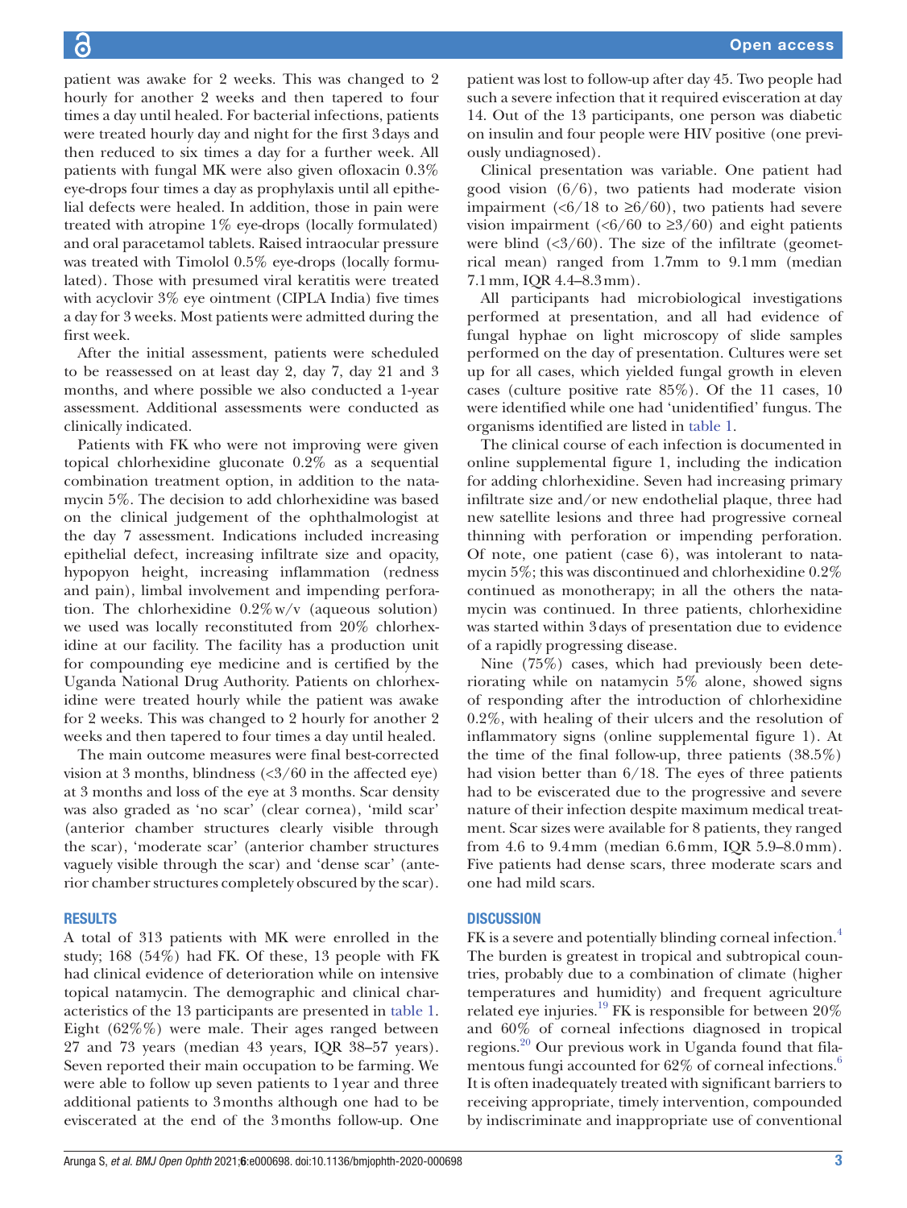patient was awake for 2 weeks. This was changed to 2 hourly for another 2 weeks and then tapered to four times a day until healed. For bacterial infections, patients were treated hourly day and night for the first 3 days and then reduced to six times a day for a further week. All patients with fungal MK were also given ofloxacin 0.3% eye-drops four times a day as prophylaxis until all epithelial defects were healed. In addition, those in pain were treated with atropine 1% eye-drops (locally formulated) and oral paracetamol tablets. Raised intraocular pressure was treated with Timolol 0.5% eye-drops (locally formulated). Those with presumed viral keratitis were treated with acyclovir 3% eye ointment (CIPLA India) five times a day for 3 weeks. Most patients were admitted during the first week.

After the initial assessment, patients were scheduled to be reassessed on at least day 2, day 7, day 21 and 3 months, and where possible we also conducted a 1-year assessment. Additional assessments were conducted as clinically indicated.

Patients with FK who were not improving were given topical chlorhexidine gluconate 0.2% as a sequential combination treatment option, in addition to the natamycin 5%. The decision to add chlorhexidine was based on the clinical judgement of the ophthalmologist at the day 7 assessment. Indications included increasing epithelial defect, increasing infiltrate size and opacity, hypopyon height, increasing inflammation (redness and pain), limbal involvement and impending perforation. The chlorhexidine 0.2% w/v (aqueous solution) we used was locally reconstituted from 20% chlorhexidine at our facility. The facility has a production unit for compounding eye medicine and is certified by the Uganda National Drug Authority. Patients on chlorhexidine were treated hourly while the patient was awake for 2 weeks. This was changed to 2 hourly for another 2 weeks and then tapered to four times a day until healed.

The main outcome measures were final best-corrected vision at 3 months, blindness (<3/60 in the affected eye) at 3 months and loss of the eye at 3 months. Scar density was also graded as 'no scar' (clear cornea), 'mild scar' (anterior chamber structures clearly visible through the scar), 'moderate scar' (anterior chamber structures vaguely visible through the scar) and 'dense scar' (anterior chamber structures completely obscured by the scar).

## RESULTS

A total of 313 patients with MK were enrolled in the study; 168 (54%) had FK. Of these, 13 people with FK had clinical evidence of deterioration while on intensive topical natamycin. The demographic and clinical characteristics of the 13 participants are presented in table 1. Eight (62%%) were male. Their ages ranged between 27 and 73 years (median 43 years, IQR 38–57 years). Seven reported their main occupation to be farming. We were able to follow up seven patients to 1 year and three additional patients to 3 months although one had to be eviscerated at the end of the 3 months follow-up. One patient was lost to follow-up after day 45. Two people had such a severe infection that it required evisceration at day 14. Out of the 13 participants, one person was diabetic on insulin and four people were HIV positive (one previously undiagnosed).

Clinical presentation was variable. One patient had good vision (6/6), two patients had moderate vision impairment (<6/18 to ≥6/60), two patients had severe vision impairment (<6/60 to ≥3/60) and eight patients were blind (<3/60). The size of the infiltrate (geometrical mean) ranged from 1.7 mm to 9.1 mm (median 7.1 mm, IQR 4.4–8.3 mm).

All participants had microbiological investigations performed at presentation, and all had evidence of fungal hyphae on light microscopy of slide samples performed on the day of presentation. Cultures were set up for all cases, which yielded fungal growth in eleven cases (culture positive rate 85%). Of the 11 cases, 10 were identified while one had 'unidentified' fungus. The organisms identified are listed in table 1.

The clinical course of each infection is documented in online supplemental figure 1, including the indication for adding chlorhexidine. Seven had increasing primary infiltrate size and/or new endothelial plaque, three had new satellite lesions and three had progressive corneal thinning with perforation or impending perforation. Of note, one patient (case 6), was intolerant to natamycin 5%; this was discontinued and chlorhexidine 0.2% continued as monotherapy; in all the others the natamycin was continued. In three patients, chlorhexidine was started within 3 days of presentation due to evidence of a rapidly progressing disease.

Nine (75%) cases, which had previously been deteriorating while on natamycin 5% alone, showed signs of responding after the introduction of chlorhexidine 0.2%, with healing of their ulcers and the resolution of inflammatory signs (online supplemental figure 1). At the time of the final follow-up, three patients (38.5%) had vision better than 6/18. The eyes of three patients had to be eviscerated due to the progressive and severe nature of their infection despite maximum medical treatment. Scar sizes were available for 8 patients, they ranged from 4.6 to 9.4 mm (median 6.6 mm, IQR 5.9–8.0 mm). Five patients had dense scars, three moderate scars and one had mild scars.

## DISCUSSION

FK is a severe and potentially blinding corneal infection.[4] The burden is greatest in tropical and subtropical countries, probably due to a combination of climate (higher temperatures and humidity) and frequent agriculture related eye injuries.[19] FK is responsible for between 20% and 60% of corneal infections diagnosed in tropical regions.[20] Our previous work in Uganda found that filamentous fungi accounted for 62% of corneal infections.[6] It is often inadequately treated with significant barriers to receiving appropriate, timely intervention, compounded by indiscriminate and inappropriate use of conventional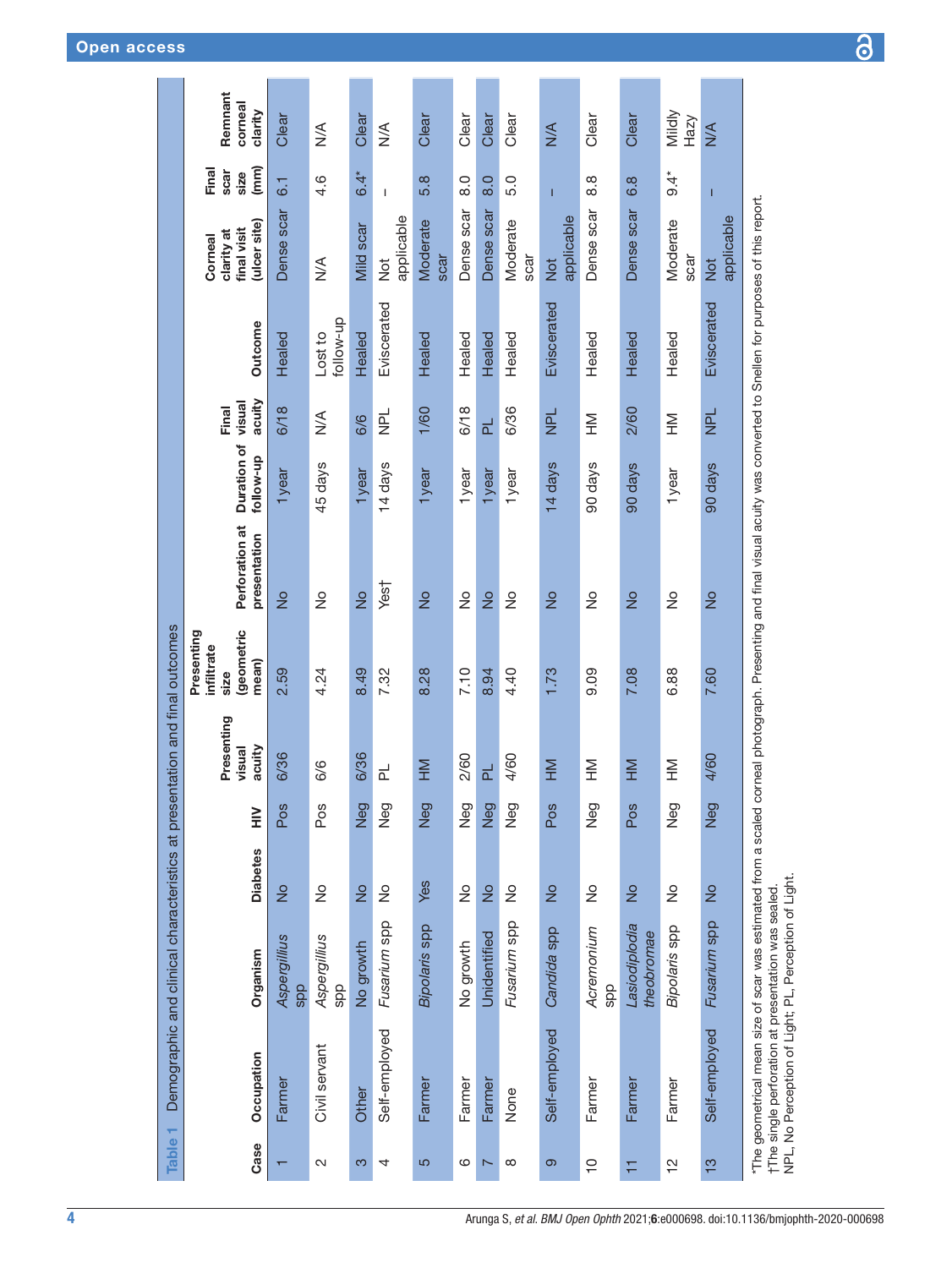**Table 1** Demographic and clinical characteristics at presentation and final outcomes

| Case | Occupation | Organism | Diabetes | HIV | Presenting visual acuity | Presenting infiltrate size (geometric mean) | Perforation at presentation | Duration of follow-up | Final visual acuity | Outcome | Corneal clarity at final visit (ulcer site) | Final scar size (mm) | Remnant corneal clarity |
|---|---|---|---|---|---|---|---|---|---|---|---|---|---|
| 1 | Farmer | *Aspergillius* spp | No | Pos | 6/36 | 2.59 | No | 1year | 6/18 | Healed | Dense scar | 6.1 | Clear |
| 2 | Civil servant | *Aspergillius* spp | No | Pos | 6/6 | 4.24 | No | 45 days | N/A | Lost to follow-up | N/A | 4.6 | N/A |
| 3 | Other | No growth | No | Neg | 6/36 | 8.49 | No | 1year | 6/6 | Healed | Mild scar | 6.4* | Clear |
| 4 | Self-employed | *Fusarium* spp | No | Neg | PL | 7.32 | Yes† | 14 days | NPL | Eviscerated | Not applicable | – | N/A |
| 5 | Farmer | *Bipolaris* spp | Yes | Neg | HM | 8.28 | No | 1year | 1/60 | Healed | Moderate scar | 5.8 | Clear |
| 6 | Farmer | No growth | No | Neg | 2/60 | 7.10 | No | 1year | 6/18 | Healed | Dense scar | 8.0 | Clear |
| 7 | Farmer | Unidentified | No | Neg | PL | 8.94 | No | 1year | PL | Healed | Dense scar | 8.0 | Clear |
| 8 | None | *Fusarium* spp | No | Neg | 4/60 | 4.40 | No | 1year | 6/36 | Healed | Moderate scar | 5.0 | Clear |
| 9 | Self-employed | *Candida* spp | No | Pos | HM | 1.73 | No | 14 days | NPL | Eviscerated | Not applicable | – | N/A |
| 10 | Farmer | *Acremonium* spp | No | Neg | HM | 9.09 | No | 90 days | HM | Healed | Dense scar | 8.8 | Clear |
| 11 | Farmer | *Lasiodiplodia theobromae* | No | Pos | HM | 7.08 | No | 90 days | 2/60 | Healed | Dense scar | 6.8 | Clear |
| 12 | Farmer | *Bipolaris* spp | No | Neg | HM | 6.88 | No | 1year | HM | Healed | Moderate scar | 9.4* | Mildly Hazy |
| 13 | Self-employed | *Fusarium* spp | No | Neg | 4/60 | 7.60 | No | 90 days | NPL | Eviscerated | Not applicable | – | N/A |

*The geometrical mean size of scar was estimated from a scaled corneal photograph. Presenting and final visual acuity was converted to Snellen for purposes of this report.
†The single perforation at presentation was sealed.
NPL, No Perception of Light; PL, Perception of Light.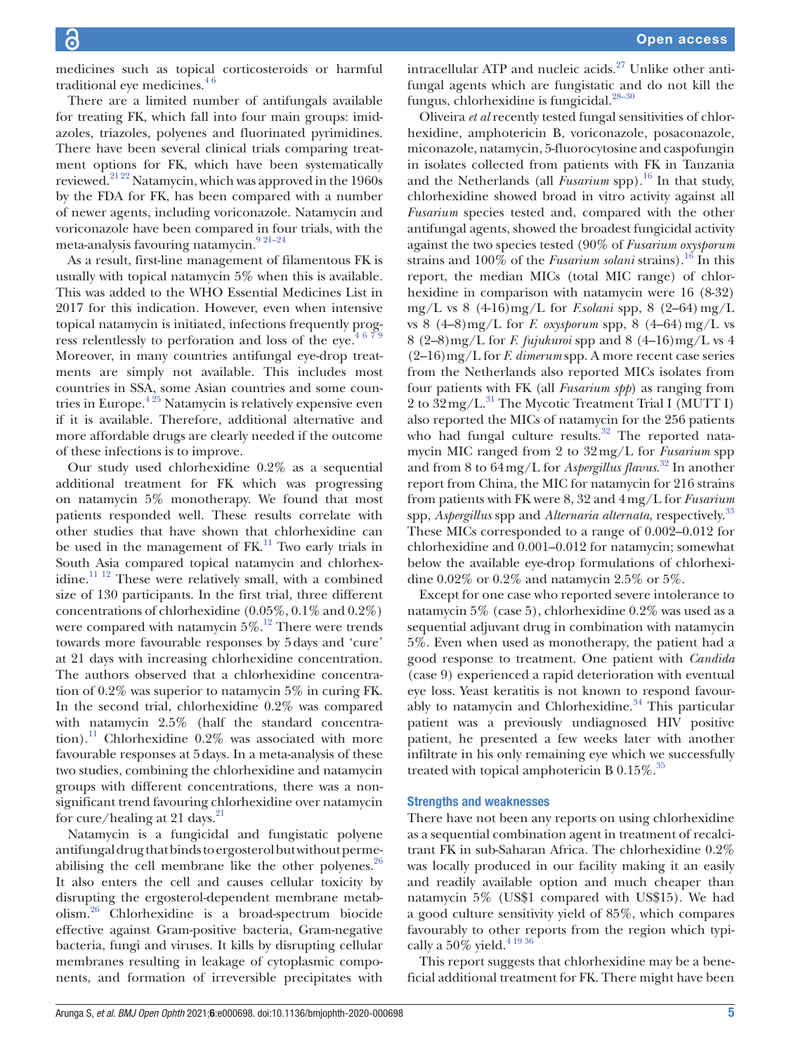medicines such as topical corticosteroids or harmful traditional eye medicines.[4 6]

There are a limited number of antifungals available for treating FK, which fall into four main groups: imidazoles, triazoles, polyenes and fluorinated pyrimidines. There have been several clinical trials comparing treatment options for FK, which have been systematically reviewed.[21 22] Natamycin, which was approved in the 1960s by the FDA for FK, has been compared with a number of newer agents, including voriconazole. Natamycin and voriconazole have been compared in four trials, with the meta-analysis favouring natamycin.[9 21–24]

As a result, first-line management of filamentous FK is usually with topical natamycin 5% when this is available. This was added to the WHO Essential Medicines List in 2017 for this indication. However, even when intensive topical natamycin is initiated, infections frequently progress relentlessly to perforation and loss of the eye.[4 6 7 9] Moreover, in many countries antifungal eye-drop treatments are simply not available. This includes most countries in SSA, some Asian countries and some countries in Europe.[4 25] Natamycin is relatively expensive even if it is available. Therefore, additional alternative and more affordable drugs are clearly needed if the outcome of these infections is to improve.

Our study used chlorhexidine 0.2% as a sequential additional treatment for FK which was progressing on natamycin 5% monotherapy. We found that most patients responded well. These results correlate with other studies that have shown that chlorhexidine can be used in the management of FK.[11] Two early trials in South Asia compared topical natamycin and chlorhexidine.[11 12] These were relatively small, with a combined size of 130 participants. In the first trial, three different concentrations of chlorhexidine (0.05%, 0.1% and 0.2%) were compared with natamycin 5%.[12] There were trends towards more favourable responses by 5 days and 'cure' at 21 days with increasing chlorhexidine concentration. The authors observed that a chlorhexidine concentration of 0.2% was superior to natamycin 5% in curing FK. In the second trial, chlorhexidine 0.2% was compared with natamycin 2.5% (half the standard concentration).[11] Chlorhexidine 0.2% was associated with more favourable responses at 5 days. In a meta-analysis of these two studies, combining the chlorhexidine and natamycin groups with different concentrations, there was a non-significant trend favouring chlorhexidine over natamycin for cure/healing at 21 days.[21]

Natamycin is a fungicidal and fungistatic polyene antifungal drug that binds to ergosterol but without permeabilising the cell membrane like the other polyenes.[26] It also enters the cell and causes cellular toxicity by disrupting the ergosterol-dependent membrane metabolism.[26] Chlorhexidine is a broad-spectrum biocide effective against Gram-positive bacteria, Gram-negative bacteria, fungi and viruses. It kills by disrupting cellular membranes resulting in leakage of cytoplasmic components, and formation of irreversible precipitates with intracellular ATP and nucleic acids.[27] Unlike other antifungal agents which are fungistatic and do not kill the fungus, chlorhexidine is fungicidal.[28–30]

Oliveira *et al* recently tested fungal sensitivities of chlorhexidine, amphotericin B, voriconazole, posaconazole, miconazole, natamycin, 5-fluorocytosine and caspofungin in isolates collected from patients with FK in Tanzania and the Netherlands (all *Fusarium* spp).[16] In that study, chlorhexidine showed broad in vitro activity against all *Fusarium* species tested and, compared with the other antifungal agents, showed the broadest fungicidal activity against the two species tested (90% of *Fusarium oxysporum* strains and 100% of the *Fusarium solani* strains).[16] In this report, the median MICs (total MIC range) of chlorhexidine in comparison with natamycin were 16 (8-32) mg/L vs 8 (4-16)mg/L for *F.solani* spp, 8 (2–64) mg/L vs 8 (4–8)mg/L for *F. oxysporum* spp, 8 (4–64) mg/L vs 8 (2–8)mg/L for *F. fujukuroi* spp and 8 (4–16)mg/L vs 4 (2–16)mg/L for *F. dimerum* spp. A more recent case series from the Netherlands also reported MICs isolates from four patients with FK (all *Fusarium spp*) as ranging from 2 to 32 mg/L.[31] The Mycotic Treatment Trial I (MUTT I) also reported the MICs of natamycin for the 256 patients who had fungal culture results.[32] The reported natamycin MIC ranged from 2 to 32 mg/L for *Fusarium* spp and from 8 to 64 mg/L for *Aspergillus flavus*.[32] In another report from China, the MIC for natamycin for 216 strains from patients with FK were 8, 32 and 4 mg/L for *Fusarium* spp, *Aspergillus* spp and *Alternaria alternata*, respectively.[33] These MICs corresponded to a range of 0.002–0.012 for chlorhexidine and 0.001–0.012 for natamycin; somewhat below the available eye-drop formulations of chlorhexidine 0.02% or 0.2% and natamycin 2.5% or 5%.

Except for one case who reported severe intolerance to natamycin 5% (case 5), chlorhexidine 0.2% was used as a sequential adjuvant drug in combination with natamycin 5%. Even when used as monotherapy, the patient had a good response to treatment. One patient with *Candida* (case 9) experienced a rapid deterioration with eventual eye loss. Yeast keratitis is not known to respond favourably to natamycin and Chlorhexidine.[34] This particular patient was a previously undiagnosed HIV positive patient, he presented a few weeks later with another infiltrate in his only remaining eye which we successfully treated with topical amphotericin B 0.15%.[35]

## Strengths and weaknesses

There have not been any reports on using chlorhexidine as a sequential combination agent in treatment of recalcitrant FK in sub-Saharan Africa. The chlorhexidine 0.2% was locally produced in our facility making it an easily and readily available option and much cheaper than natamycin 5% (US$1 compared with US$15). We had a good culture sensitivity yield of 85%, which compares favourably to other reports from the region which typically a 50% yield.[4 19 36]

This report suggests that chlorhexidine may be a beneficial additional treatment for FK. There might have been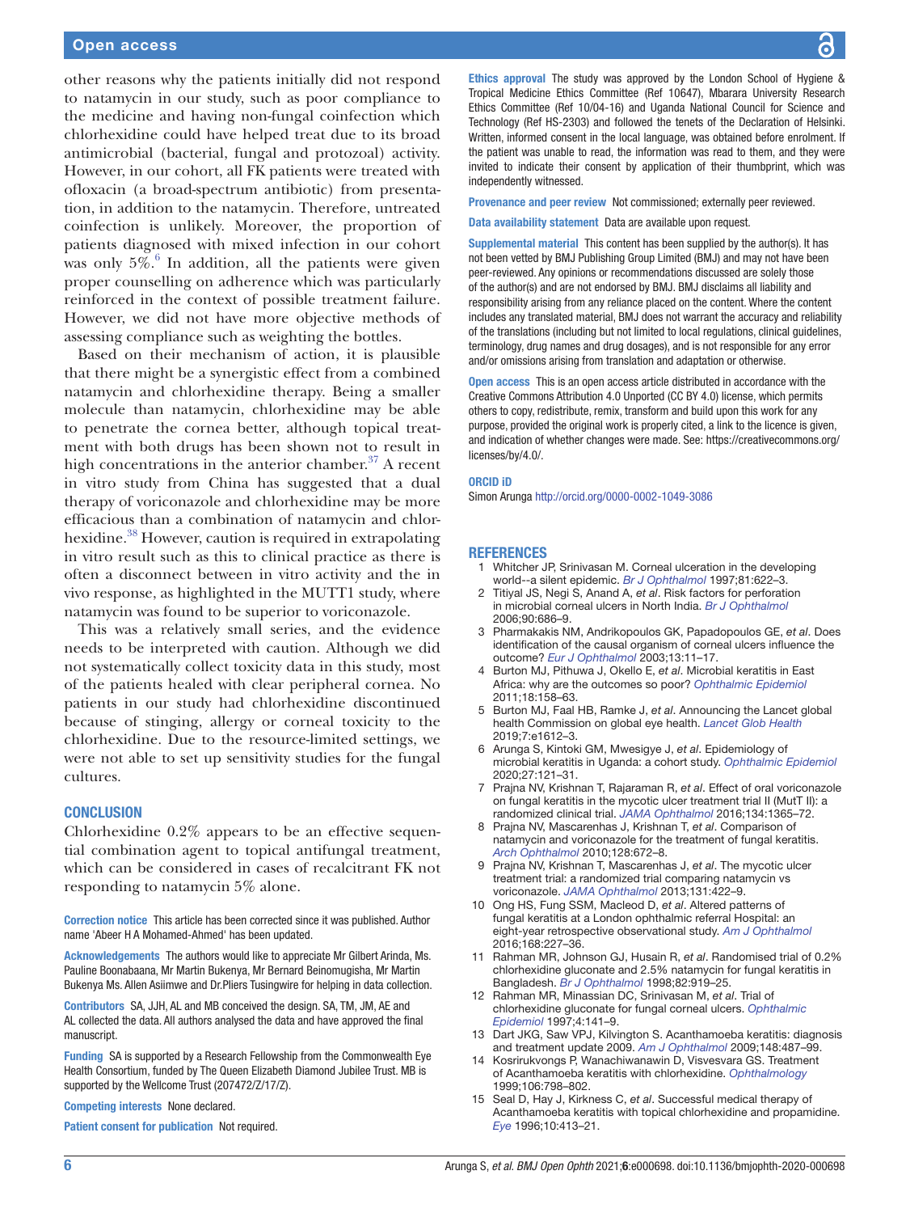other reasons why the patients initially did not respond to natamycin in our study, such as poor compliance to the medicine and having non-fungal coinfection which chlorhexidine could have helped treat due to its broad antimicrobial (bacterial, fungal and protozoal) activity. However, in our cohort, all FK patients were treated with ofloxacin (a broad-spectrum antibiotic) from presentation, in addition to the natamycin. Therefore, untreated coinfection is unlikely. Moreover, the proportion of patients diagnosed with mixed infection in our cohort was only 5%.[6] In addition, all the patients were given proper counselling on adherence which was particularly reinforced in the context of possible treatment failure. However, we did not have more objective methods of assessing compliance such as weighting the bottles.

Based on their mechanism of action, it is plausible that there might be a synergistic effect from a combined natamycin and chlorhexidine therapy. Being a smaller molecule than natamycin, chlorhexidine may be able to penetrate the cornea better, although topical treatment with both drugs has been shown not to result in high concentrations in the anterior chamber.[37] A recent in vitro study from China has suggested that a dual therapy of voriconazole and chlorhexidine may be more efficacious than a combination of natamycin and chlorhexidine.[38] However, caution is required in extrapolating in vitro result such as this to clinical practice as there is often a disconnect between in vitro activity and the in vivo response, as highlighted in the MUTT1 study, where natamycin was found to be superior to voriconazole.

This was a relatively small series, and the evidence needs to be interpreted with caution. Although we did not systematically collect toxicity data in this study, most of the patients healed with clear peripheral cornea. No patients in our study had chlorhexidine discontinued because of stinging, allergy or corneal toxicity to the chlorhexidine. Due to the resource-limited settings, we were not able to set up sensitivity studies for the fungal cultures.

## CONCLUSION

Chlorhexidine 0.2% appears to be an effective sequential combination agent to topical antifungal treatment, which can be considered in cases of recalcitrant FK not responding to natamycin 5% alone.

**Correction notice** This article has been corrected since it was published. Author name 'Abeer H A Mohamed-Ahmed' has been updated.

**Acknowledgements** The authors would like to appreciate Mr Gilbert Arinda, Ms. Pauline Boonabaana, Mr Martin Bukenya, Mr Bernard Beinomugisha, Mr Martin Bukenya Ms. Allen Asiimwe and Dr.Pliers Tusingwire for helping in data collection.

**Contributors** SA, JJH, AL and MB conceived the design. SA, TM, JM, AE and AL collected the data. All authors analysed the data and have approved the final manuscript.

**Funding** SA is supported by a Research Fellowship from the Commonwealth Eye Health Consortium, funded by The Queen Elizabeth Diamond Jubilee Trust. MB is supported by the Wellcome Trust (207472/Z/17/Z).

**Competing interests** None declared.

**Patient consent for publication** Not required.

**Ethics approval** The study was approved by the London School of Hygiene & Tropical Medicine Ethics Committee (Ref 10647), Mbarara University Research Ethics Committee (Ref 10/04-16) and Uganda National Council for Science and Technology (Ref HS-2303) and followed the tenets of the Declaration of Helsinki. Written, informed consent in the local language, was obtained before enrolment. If the patient was unable to read, the information was read to them, and they were invited to indicate their consent by application of their thumbprint, which was independently witnessed.

**Provenance and peer review** Not commissioned; externally peer reviewed.

**Data availability statement** Data are available upon request.

**Supplemental material** This content has been supplied by the author(s). It has not been vetted by BMJ Publishing Group Limited (BMJ) and may not have been peer-reviewed. Any opinions or recommendations discussed are solely those of the author(s) and are not endorsed by BMJ. BMJ disclaims all liability and responsibility arising from any reliance placed on the content. Where the content includes any translated material, BMJ does not warrant the accuracy and reliability of the translations (including but not limited to local regulations, clinical guidelines, terminology, drug names and drug dosages), and is not responsible for any error and/or omissions arising from translation and adaptation or otherwise.

**Open access** This is an open access article distributed in accordance with the Creative Commons Attribution 4.0 Unported (CC BY 4.0) license, which permits others to copy, redistribute, remix, transform and build upon this work for any purpose, provided the original work is properly cited, a link to the licence is given, and indication of whether changes were made. See: https://creativecommons.org/licenses/by/4.0/.

**ORCID iD**

Simon Arunga http://orcid.org/0000-0002-1049-3086

## REFERENCES

1. Whitcher JP, Srinivasan M. Corneal ulceration in the developing world--a silent epidemic. *Br J Ophthalmol* 1997;81:622–3.
2. Titiyal JS, Negi S, Anand A, *et al*. Risk factors for perforation in microbial corneal ulcers in North India. *Br J Ophthalmol* 2006;90:686–9.
3. Pharmakakis NM, Andrikopoulos GK, Papadopoulos GE, *et al*. Does identification of the causal organism of corneal ulcers influence the outcome? *Eur J Ophthalmol* 2003;13:11–17.
4. Burton MJ, Pithuwa J, Okello E, *et al*. Microbial keratitis in East Africa: why are the outcomes so poor? *Ophthalmic Epidemiol* 2011;18:158–63.
5. Burton MJ, Faal HB, Ramke J, *et al*. Announcing the Lancet global health Commission on global eye health. *Lancet Glob Health* 2019;7:e1612–3.
6. Arunga S, Kintoki GM, Mwesigye J, *et al*. Epidemiology of microbial keratitis in Uganda: a cohort study. *Ophthalmic Epidemiol* 2020;27:121–31.
7. Prajna NV, Krishnan T, Rajaraman R, *et al*. Effect of oral voriconazole on fungal keratitis in the mycotic ulcer treatment trial II (MutT II): a randomized clinical trial. *JAMA Ophthalmol* 2016;134:1365–72.
8. Prajna NV, Mascarenhas J, Krishnan T, *et al*. Comparison of natamycin and voriconazole for the treatment of fungal keratitis. *Arch Ophthalmol* 2010;128:672–8.
9. Prajna NV, Krishnan T, Mascarenhas J, *et al*. The mycotic ulcer treatment trial: a randomized trial comparing natamycin vs voriconazole. *JAMA Ophthalmol* 2013;131:422–9.
10. Ong HS, Fung SSM, Macleod D, *et al*. Altered patterns of fungal keratitis at a London ophthalmic referral Hospital: an eight-year retrospective observational study. *Am J Ophthalmol* 2016;168:227–36.
11. Rahman MR, Johnson GJ, Husain R, *et al*. Randomised trial of 0.2% chlorhexidine gluconate and 2.5% natamycin for fungal keratitis in Bangladesh. *Br J Ophthalmol* 1998;82:919–25.
12. Rahman MR, Minassian DC, Srinivasan M, *et al*. Trial of chlorhexidine gluconate for fungal corneal ulcers. *Ophthalmic Epidemiol* 1997;4:141–9.
13. Dart JKG, Saw VPJ, Kilvington S. Acanthamoeba keratitis: diagnosis and treatment update 2009. *Am J Ophthalmol* 2009;148:487–99.
14. Kosrirukvongs P, Wanachiwanawin D, Visvesvara GS. Treatment of Acanthamoeba keratitis with chlorhexidine. *Ophthalmology* 1999;106:798–802.
15. Seal D, Hay J, Kirkness C, *et al*. Successful medical therapy of Acanthamoeba keratitis with topical chlorhexidine and propamidine. *Eye* 1996;10:413–21.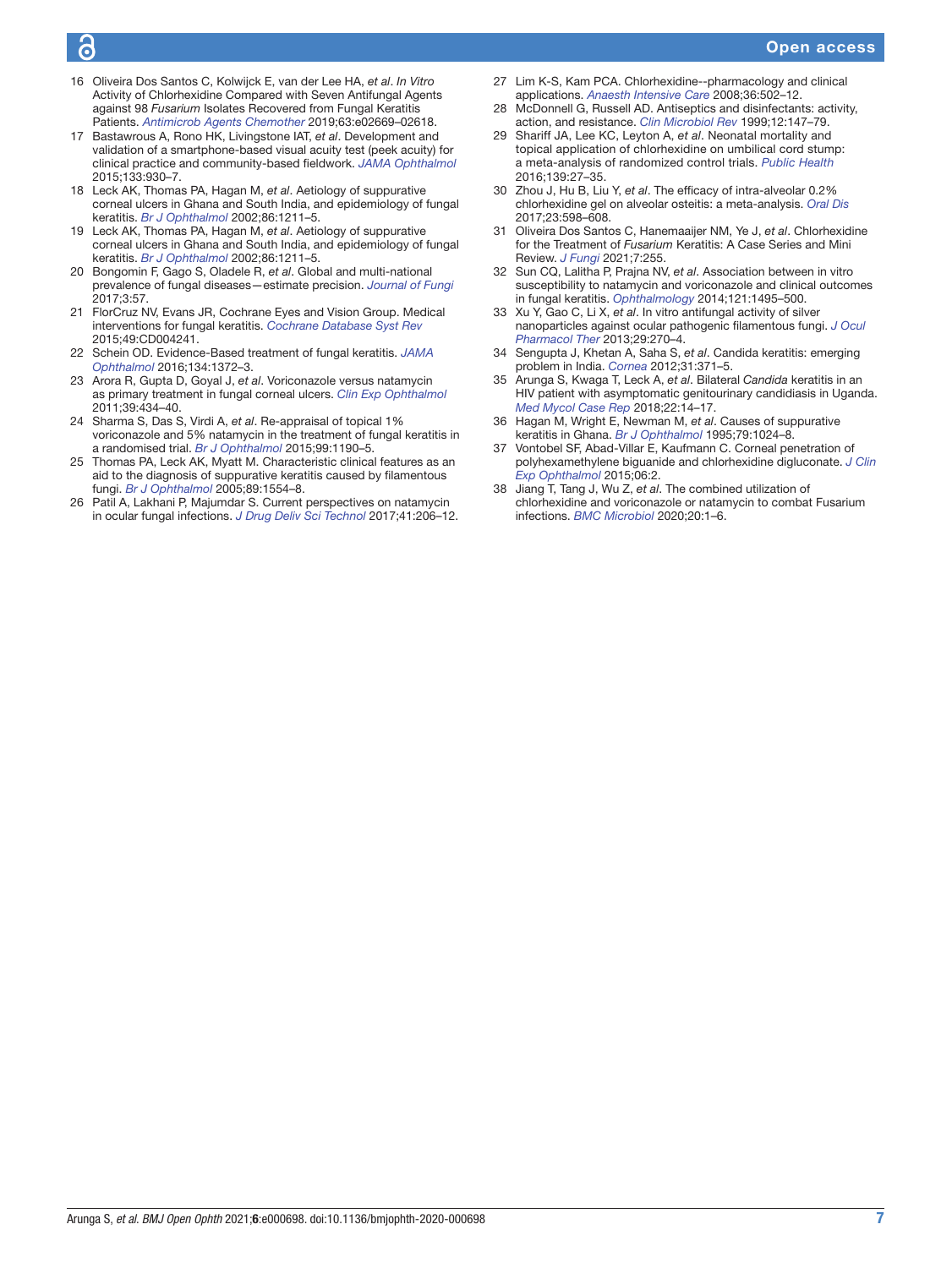16 Oliveira Dos Santos C, Kolwijck E, van der Lee HA, *et al*. *In Vitro* Activity of Chlorhexidine Compared with Seven Antifungal Agents against 98 *Fusarium* Isolates Recovered from Fungal Keratitis Patients. *Antimicrob Agents Chemother* 2019;63:e02669–02618.
17 Bastawrous A, Rono HK, Livingstone IAT, *et al*. Development and validation of a smartphone-based visual acuity test (peek acuity) for clinical practice and community-based fieldwork. *JAMA Ophthalmol* 2015;133:930–7.
18 Leck AK, Thomas PA, Hagan M, *et al*. Aetiology of suppurative corneal ulcers in Ghana and South India, and epidemiology of fungal keratitis. *Br J Ophthalmol* 2002;86:1211–5.
19 Leck AK, Thomas PA, Hagan M, *et al*. Aetiology of suppurative corneal ulcers in Ghana and South India, and epidemiology of fungal keratitis. *Br J Ophthalmol* 2002;86:1211–5.
20 Bongomin F, Gago S, Oladele R, *et al*. Global and multi-national prevalence of fungal diseases—estimate precision. *Journal of Fungi* 2017;3:57.
21 FlorCruz NV, Evans JR, Cochrane Eyes and Vision Group. Medical interventions for fungal keratitis. *Cochrane Database Syst Rev* 2015;49:CD004241.
22 Schein OD. Evidence-Based treatment of fungal keratitis. *JAMA Ophthalmol* 2016;134:1372–3.
23 Arora R, Gupta D, Goyal J, *et al*. Voriconazole versus natamycin as primary treatment in fungal corneal ulcers. *Clin Exp Ophthalmol* 2011;39:434–40.
24 Sharma S, Das S, Virdi A, *et al*. Re-appraisal of topical 1% voriconazole and 5% natamycin in the treatment of fungal keratitis in a randomised trial. *Br J Ophthalmol* 2015;99:1190–5.
25 Thomas PA, Leck AK, Myatt M. Characteristic clinical features as an aid to the diagnosis of suppurative keratitis caused by filamentous fungi. *Br J Ophthalmol* 2005;89:1554–8.
26 Patil A, Lakhani P, Majumdar S. Current perspectives on natamycin in ocular fungal infections. *J Drug Deliv Sci Technol* 2017;41:206–12.
27 Lim K-S, Kam PCA. Chlorhexidine--pharmacology and clinical applications. *Anaesth Intensive Care* 2008;36:502–12.
28 McDonnell G, Russell AD. Antiseptics and disinfectants: activity, action, and resistance. *Clin Microbiol Rev* 1999;12:147–79.
29 Shariff JA, Lee KC, Leyton A, *et al*. Neonatal mortality and topical application of chlorhexidine on umbilical cord stump: a meta-analysis of randomized control trials. *Public Health* 2016;139:27–35.
30 Zhou J, Hu B, Liu Y, *et al*. The efficacy of intra-alveolar 0.2% chlorhexidine gel on alveolar osteitis: a meta-analysis. *Oral Dis* 2017;23:598–608.
31 Oliveira Dos Santos C, Hanemaaijer NM, Ye J, *et al*. Chlorhexidine for the Treatment of *Fusarium* Keratitis: A Case Series and Mini Review. *J Fungi* 2021;7:255.
32 Sun CQ, Lalitha P, Prajna NV, *et al*. Association between in vitro susceptibility to natamycin and voriconazole and clinical outcomes in fungal keratitis. *Ophthalmology* 2014;121:1495–500.
33 Xu Y, Gao C, Li X, *et al*. In vitro antifungal activity of silver nanoparticles against ocular pathogenic filamentous fungi. *J Ocul Pharmacol Ther* 2013;29:270–4.
34 Sengupta J, Khetan A, Saha S, *et al*. Candida keratitis: emerging problem in India. *Cornea* 2012;31:371–5.
35 Arunga S, Kwaga T, Leck A, *et al*. Bilateral *Candida* keratitis in an HIV patient with asymptomatic genitourinary candidiasis in Uganda. *Med Mycol Case Rep* 2018;22:14–17.
36 Hagan M, Wright E, Newman M, *et al*. Causes of suppurative keratitis in Ghana. *Br J Ophthalmol* 1995;79:1024–8.
37 Vontobel SF, Abad-Villar E, Kaufmann C. Corneal penetration of polyhexamethylene biguanide and chlorhexidine digluconate. *J Clin Exp Ophthalmol* 2015;06:2.
38 Jiang T, Tang J, Wu Z, *et al*. The combined utilization of chlorhexidine and voriconazole or natamycin to combat Fusarium infections. *BMC Microbiol* 2020;20:1–6.